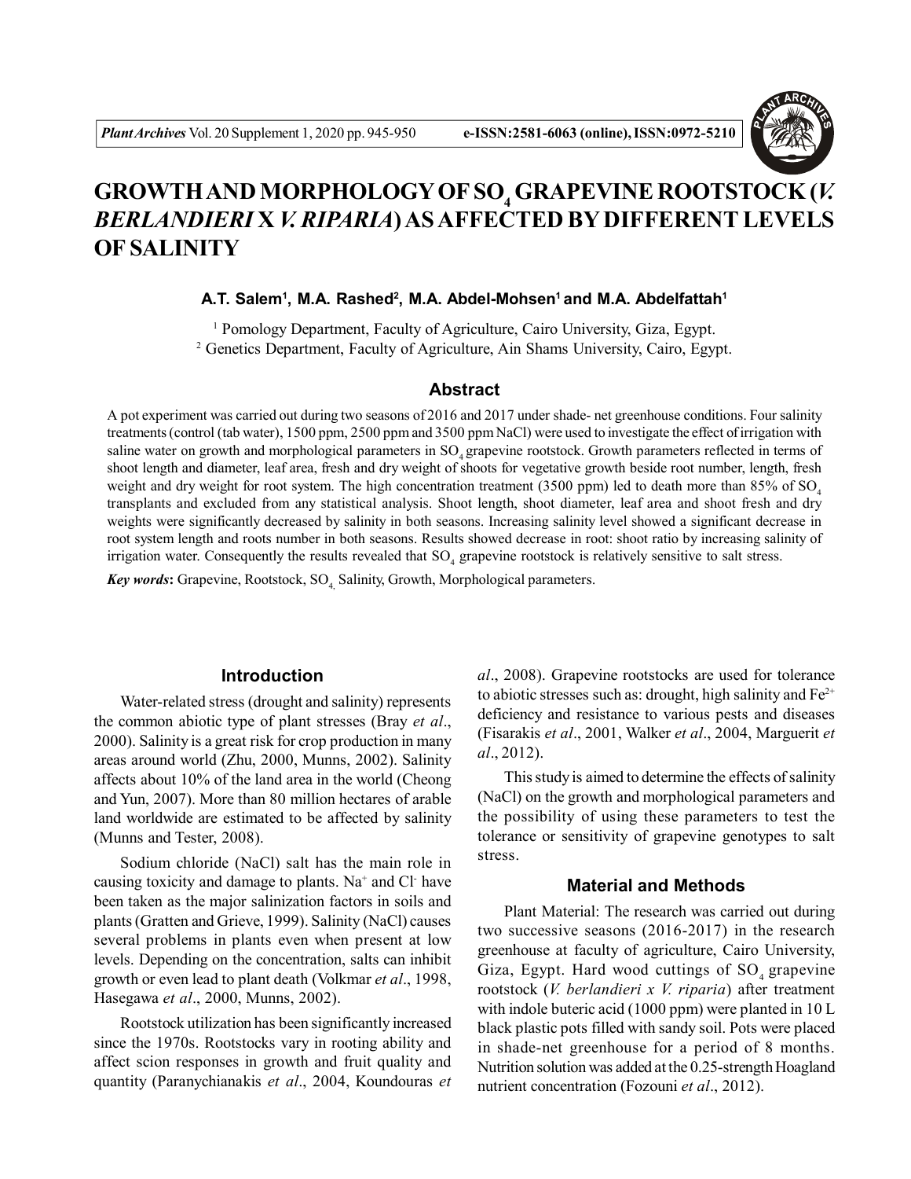# GROWTH AND MORPHOLOGY OF $SO_4$ GRAPEVINE ROOTSTOCK (*V. BERLANDIERI* X *V. RIPARIA*) AS AFFECTED BY DIFFERENT LEVELS OF SALINITY

**A.T. Salem[1], M.A. Rashed[2], M.A. Abdel-Mohsen[1] and M.A. Abdelfattah[1]**

[1] Pomology Department, Faculty of Agriculture, Cairo University, Giza, Egypt.
[2] Genetics Department, Faculty of Agriculture, Ain Shams University, Cairo, Egypt.

## Abstract

A pot experiment was carried out during two seasons of 2016 and 2017 under shade- net greenhouse conditions. Four salinity treatments (control (tab water), 1500 ppm, 2500 ppm and 3500 ppm NaCl) were used to investigate the effect of irrigation with saline water on growth and morphological parameters in $SO_4$ grapevine rootstock. Growth parameters reflected in terms of shoot length and diameter, leaf area, fresh and dry weight of shoots for vegetative growth beside root number, length, fresh weight and dry weight for root system. The high concentration treatment (3500 ppm) led to death more than 85% of $SO_4$ transplants and excluded from any statistical analysis. Shoot length, shoot diameter, leaf area and shoot fresh and dry weights were significantly decreased by salinity in both seasons. Increasing salinity level showed a significant decrease in root system length and roots number in both seasons. Results showed decrease in root: shoot ratio by increasing salinity of irrigation water. Consequently the results revealed that $SO_4$ grapevine rootstock is relatively sensitive to salt stress.

***Key words*:** Grapevine, Rootstock, $SO_4$, Salinity, Growth, Morphological parameters.

## Introduction

Water-related stress (drought and salinity) represents the common abiotic type of plant stresses (Bray *et al*., 2000). Salinity is a great risk for crop production in many areas around world (Zhu, 2000, Munns, 2002). Salinity affects about 10% of the land area in the world (Cheong and Yun, 2007). More than 80 million hectares of arable land worldwide are estimated to be affected by salinity (Munns and Tester, 2008).

Sodium chloride (NaCl) salt has the main role in causing toxicity and damage to plants. $Na^+$ and $Cl^-$ have been taken as the major salinization factors in soils and plants (Gratten and Grieve, 1999). Salinity (NaCl) causes several problems in plants even when present at low levels. Depending on the concentration, salts can inhibit growth or even lead to plant death (Volkmar *et al*., 1998, Hasegawa *et al*., 2000, Munns, 2002).

Rootstock utilization has been significantly increased since the 1970s. Rootstocks vary in rooting ability and affect scion responses in growth and fruit quality and quantity (Paranychianakis *et al*., 2004, Koundouras *et al*., 2008). Grapevine rootstocks are used for tolerance to abiotic stresses such as: drought, high salinity and $Fe^{2+}$ deficiency and resistance to various pests and diseases (Fisarakis *et al*., 2001, Walker *et al*., 2004, Marguerit *et al*., 2012).

This study is aimed to determine the effects of salinity (NaCl) on the growth and morphological parameters and the possibility of using these parameters to test the tolerance or sensitivity of grapevine genotypes to salt stress.

## Material and Methods

Plant Material: The research was carried out during two successive seasons (2016-2017) in the research greenhouse at faculty of agriculture, Cairo University, Giza, Egypt. Hard wood cuttings of $SO_4$ grapevine rootstock (*V. berlandieri x V. riparia*) after treatment with indole buteric acid (1000 ppm) were planted in 10 L black plastic pots filled with sandy soil. Pots were placed in shade-net greenhouse for a period of 8 months. Nutrition solution was added at the 0.25-strength Hoagland nutrient concentration (Fozouni *et al*., 2012).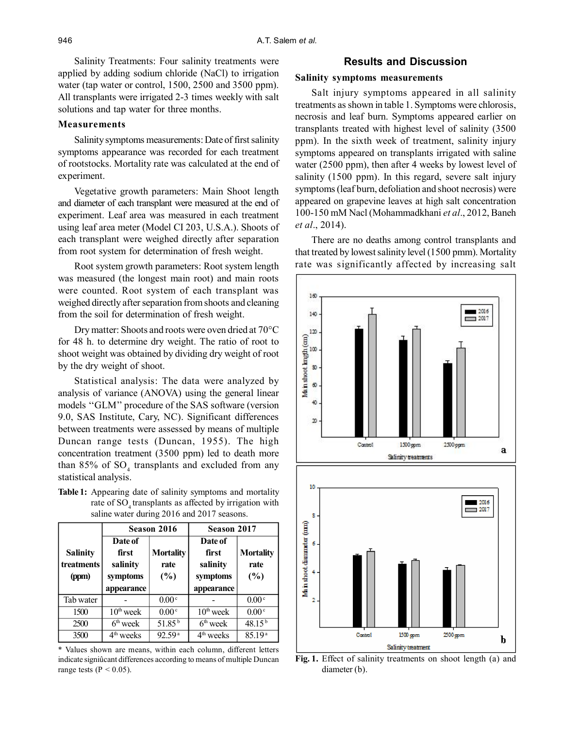Salinity Treatments: Four salinity treatments were applied by adding sodium chloride (NaCl) to irrigation water (tap water or control, 1500, 2500 and 3500 ppm). All transplants were irrigated 2-3 times weekly with salt solutions and tap water for three months.

### Measurements

Salinity symptoms measurements: Date of first salinity symptoms appearance was recorded for each treatment of rootstocks. Mortality rate was calculated at the end of experiment.

Vegetative growth parameters: Main Shoot length and diameter of each transplant were measured at the end of experiment. Leaf area was measured in each treatment using leaf area meter (Model CI 203, U.S.A.). Shoots of each transplant were weighed directly after separation from root system for determination of fresh weight.

Root system growth parameters: Root system length was measured (the longest main root) and main roots were counted. Root system of each transplant was weighed directly after separation from shoots and cleaning from the soil for determination of fresh weight.

Dry matter: Shoots and roots were oven dried at 70°C for 48 h. to determine dry weight. The ratio of root to shoot weight was obtained by dividing dry weight of root by the dry weight of shoot.

Statistical analysis: The data were analyzed by analysis of variance (ANOVA) using the general linear models ''GLM'' procedure of the SAS software (version 9.0, SAS Institute, Cary, NC). Significant differences between treatments were assessed by means of multiple Duncan range tests (Duncan, 1955). The high concentration treatment (3500 ppm) led to death more than 85% of $SO_4$ transplants and excluded from any statistical analysis.

**Table 1:** Appearing date of salinity symptoms and mortality rate of $SO_4$ transplants as affected by irrigation with saline water during 2016 and 2017 seasons.

| Salinity treatments (ppm) | Season 2016 | | Season 2017 | |
|---|---|---|---|---|
| | Date of first salinity symptoms appearance | Mortality rate (%) | Date of first salinity symptoms appearance | Mortality rate (%) |
| Tab water | - | $0.00^{c}$ | - | $0.00^{c}$ |
| 1500 | 10th week | $0.00^{c}$ | 10th week | $0.00^{c}$ |
| 2500 | 6th week | $51.85^{b}$ | 6th week | $48.15^{b}$ |
| 3500 | 4th weeks | $92.59^{a}$ | 4th weeks | $85.19^{a}$ |

\* Values shown are means, within each column, different letters indicate significant differences according to means of multiple Duncan range tests ($P < 0.05$).

## Results and Discussion

### Salinity symptoms measurements

Salt injury symptoms appeared in all salinity treatments as shown in table 1. Symptoms were chlorosis, necrosis and leaf burn. Symptoms appeared earlier on transplants treated with highest level of salinity (3500 ppm). In the sixth week of treatment, salinity injury symptoms appeared on transplants irrigated with saline water (2500 ppm), then after 4 weeks by lowest level of salinity (1500 ppm). In this regard, severe salt injury symptoms (leaf burn, defoliation and shoot necrosis) were appeared on grapevine leaves at high salt concentration 100-150 mM Nacl (Mohammadkhani *et al*., 2012, Baneh *et al*., 2014).

There are no deaths among control transplants and that treated by lowest salinity level (1500 pmm). Mortality rate was significantly affected by increasing salt

**Fig. 1.** Effect of salinity treatments on shoot length (a) and diameter (b).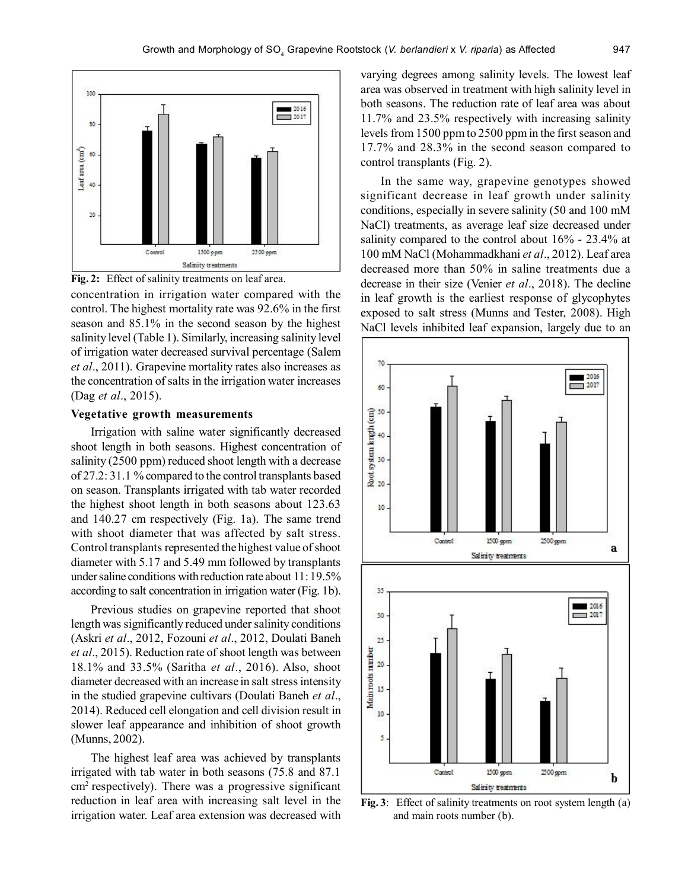**Fig. 2:** Effect of salinity treatments on leaf area.

concentration in irrigation water compared with the control. The highest mortality rate was 92.6% in the first season and 85.1% in the second season by the highest salinity level (Table 1). Similarly, increasing salinity level of irrigation water decreased survival percentage (Salem *et al*., 2011). Grapevine mortality rates also increases as the concentration of salts in the irrigation water increases (Dag *et al*., 2015).

### Vegetative growth measurements

Irrigation with saline water significantly decreased shoot length in both seasons. Highest concentration of salinity (2500 ppm) reduced shoot length with a decrease of 27.2: 31.1 % compared to the control transplants based on season. Transplants irrigated with tab water recorded the highest shoot length in both seasons about 123.63 and 140.27 cm respectively (Fig. 1a). The same trend with shoot diameter that was affected by salt stress. Control transplants represented the highest value of shoot diameter with 5.17 and 5.49 mm followed by transplants under saline conditions with reduction rate about 11: 19.5% according to salt concentration in irrigation water (Fig. 1b).

Previous studies on grapevine reported that shoot length was significantly reduced under salinity conditions (Askri *et al*., 2012, Fozouni *et al*., 2012, Doulati Baneh *et al*., 2015). Reduction rate of shoot length was between 18.1% and 33.5% (Saritha *et al*., 2016). Also, shoot diameter decreased with an increase in salt stress intensity in the studied grapevine cultivars (Doulati Baneh *et al*., 2014). Reduced cell elongation and cell division result in slower leaf appearance and inhibition of shoot growth (Munns, 2002).

The highest leaf area was achieved by transplants irrigated with tab water in both seasons (75.8 and 87.1 cm$^2$ respectively). There was a progressive significant reduction in leaf area with increasing salt level in the irrigation water. Leaf area extension was decreased with varying degrees among salinity levels. The lowest leaf area was observed in treatment with high salinity level in both seasons. The reduction rate of leaf area was about 11.7% and 23.5% respectively with increasing salinity levels from 1500 ppm to 2500 ppm in the first season and 17.7% and 28.3% in the second season compared to control transplants (Fig. 2).

In the same way, grapevine genotypes showed significant decrease in leaf growth under salinity conditions, especially in severe salinity (50 and 100 mM NaCl) treatments, as average leaf size decreased under salinity compared to the control about 16% - 23.4% at 100 mM NaCl (Mohammadkhani *et al*., 2012). Leaf area decreased more than 50% in saline treatments due a decrease in their size (Venier *et al*., 2018). The decline in leaf growth is the earliest response of glycophytes exposed to salt stress (Munns and Tester, 2008). High NaCl levels inhibited leaf expansion, largely due to an

**Fig. 3**: Effect of salinity treatments on root system length (a) and main roots number (b).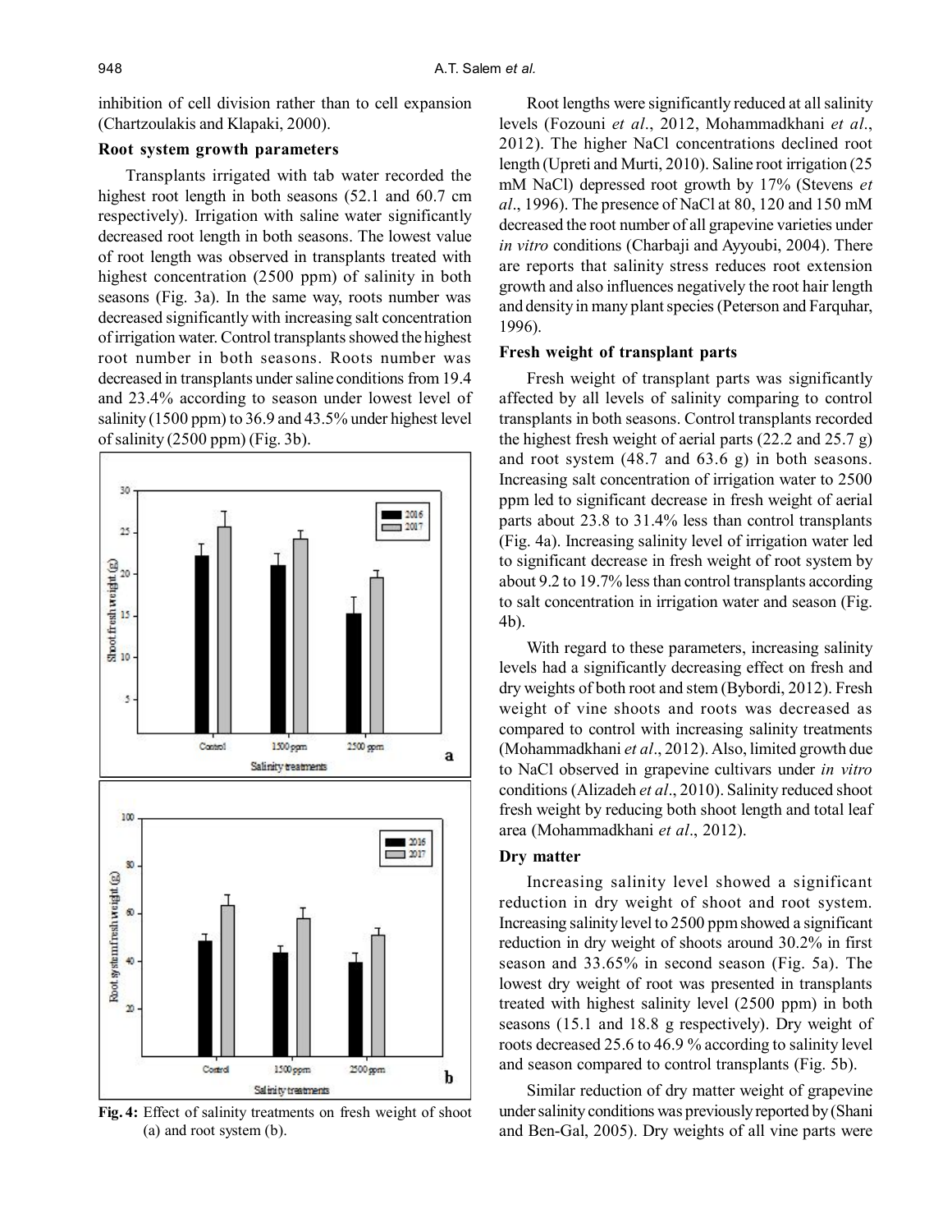inhibition of cell division rather than to cell expansion (Chartzoulakis and Klapaki, 2000).

### Root system growth parameters

Transplants irrigated with tab water recorded the highest root length in both seasons (52.1 and 60.7 cm respectively). Irrigation with saline water significantly decreased root length in both seasons. The lowest value of root length was observed in transplants treated with highest concentration (2500 ppm) of salinity in both seasons (Fig. 3a). In the same way, roots number was decreased significantly with increasing salt concentration of irrigation water. Control transplants showed the highest root number in both seasons. Roots number was decreased in transplants under saline conditions from 19.4 and 23.4% according to season under lowest level of salinity (1500 ppm) to 36.9 and 43.5% under highest level of salinity (2500 ppm) (Fig. 3b).

**Fig. 4:** Effect of salinity treatments on fresh weight of shoot (a) and root system (b).

Root lengths were significantly reduced at all salinity levels (Fozouni *et al*., 2012, Mohammadkhani *et al*., 2012). The higher NaCl concentrations declined root length (Upreti and Murti, 2010). Saline root irrigation (25 mM NaCl) depressed root growth by 17% (Stevens *et al*., 1996). The presence of NaCl at 80, 120 and 150 mM decreased the root number of all grapevine varieties under *in vitro* conditions (Charbaji and Ayyoubi, 2004). There are reports that salinity stress reduces root extension growth and also influences negatively the root hair length and density in many plant species (Peterson and Farquhar, 1996).

### Fresh weight of transplant parts

Fresh weight of transplant parts was significantly affected by all levels of salinity comparing to control transplants in both seasons. Control transplants recorded the highest fresh weight of aerial parts (22.2 and 25.7 g) and root system (48.7 and 63.6 g) in both seasons. Increasing salt concentration of irrigation water to 2500 ppm led to significant decrease in fresh weight of aerial parts about 23.8 to 31.4% less than control transplants (Fig. 4a). Increasing salinity level of irrigation water led to significant decrease in fresh weight of root system by about 9.2 to 19.7% less than control transplants according to salt concentration in irrigation water and season (Fig. 4b).

With regard to these parameters, increasing salinity levels had a significantly decreasing effect on fresh and dry weights of both root and stem (Bybordi, 2012). Fresh weight of vine shoots and roots was decreased as compared to control with increasing salinity treatments (Mohammadkhani *et al*., 2012). Also, limited growth due to NaCl observed in grapevine cultivars under *in vitro* conditions (Alizadeh *et al*., 2010). Salinity reduced shoot fresh weight by reducing both shoot length and total leaf area (Mohammadkhani *et al*., 2012).

### Dry matter

Increasing salinity level showed a significant reduction in dry weight of shoot and root system. Increasing salinity level to 2500 ppm showed a significant reduction in dry weight of shoots around 30.2% in first season and 33.65% in second season (Fig. 5a). The lowest dry weight of root was presented in transplants treated with highest salinity level (2500 ppm) in both seasons (15.1 and 18.8 g respectively). Dry weight of roots decreased 25.6 to 46.9 % according to salinity level and season compared to control transplants (Fig. 5b).

Similar reduction of dry matter weight of grapevine under salinity conditions was previously reported by (Shani and Ben-Gal, 2005). Dry weights of all vine parts were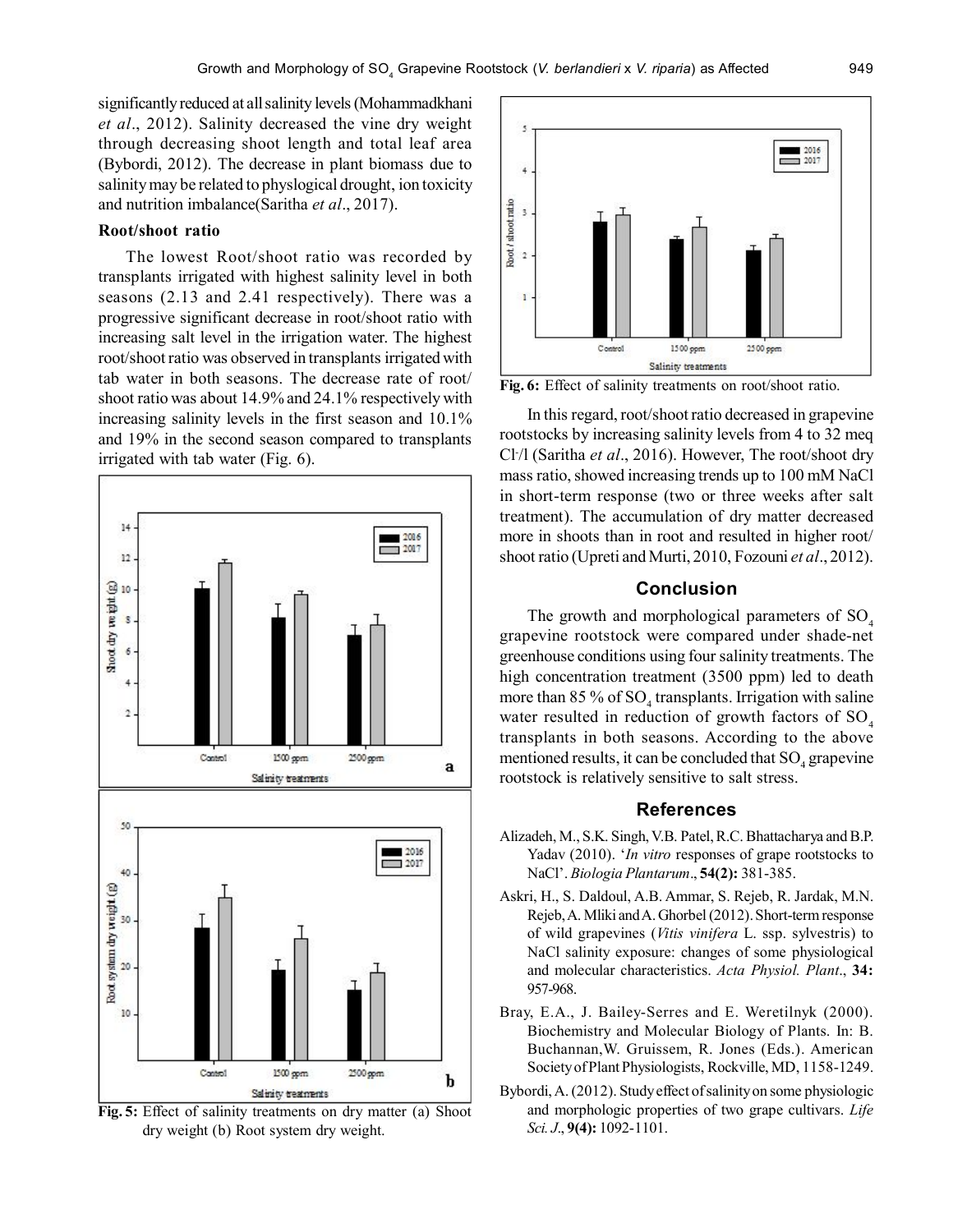significantly reduced at all salinity levels (Mohammadkhani *et al*., 2012). Salinity decreased the vine dry weight through decreasing shoot length and total leaf area (Bybordi, 2012). The decrease in plant biomass due to salinity may be related to physlogical drought, ion toxicity and nutrition imbalance(Saritha *et al*., 2017).

**Root/shoot ratio**

The lowest Root/shoot ratio was recorded by transplants irrigated with highest salinity level in both seasons (2.13 and 2.41 respectively). There was a progressive significant decrease in root/shoot ratio with increasing salt level in the irrigation water. The highest root/shoot ratio was observed in transplants irrigated with tab water in both seasons. The decrease rate of root/shoot ratio was about 14.9% and 24.1% respectively with increasing salinity levels in the first season and 10.1% and 19% in the second season compared to transplants irrigated with tab water (Fig. 6).

**Fig. 5:** Effect of salinity treatments on dry matter (a) Shoot dry weight (b) Root system dry weight.

**Fig. 6:** Effect of salinity treatments on root/shoot ratio.

In this regard, root/shoot ratio decreased in grapevine rootstocks by increasing salinity levels from 4 to 32 meq $Cl^-$/l (Saritha *et al*., 2016). However, The root/shoot dry mass ratio, showed increasing trends up to 100 mM NaCl in short-term response (two or three weeks after salt treatment). The accumulation of dry matter decreased more in shoots than in root and resulted in higher root/shoot ratio (Upreti and Murti, 2010, Fozouni *et al*., 2012).

## Conclusion

The growth and morphological parameters of $SO_4$ grapevine rootstock were compared under shade-net greenhouse conditions using four salinity treatments. The high concentration treatment (3500 ppm) led to death more than 85 % of $SO_4$ transplants. Irrigation with saline water resulted in reduction of growth factors of $SO_4$ transplants in both seasons. According to the above mentioned results, it can be concluded that $SO_4$ grapevine rootstock is relatively sensitive to salt stress.

## References

Alizadeh, M., S.K. Singh, V.B. Patel, R.C. Bhattacharya and B.P. Yadav (2010). '*In vitro* responses of grape rootstocks to NaCl'. *Biologia Plantarum*., **54(2):** 381-385.

Askri, H., S. Daldoul, A.B. Ammar, S. Rejeb, R. Jardak, M.N. Rejeb, A. Mliki and A. Ghorbel (2012). Short-term response of wild grapevines (*Vitis vinifera* L. ssp. sylvestris) to NaCl salinity exposure: changes of some physiological and molecular characteristics. *Acta Physiol. Plant*., **34:** 957-968.

Bray, E.A., J. Bailey-Serres and E. Weretilnyk (2000). Biochemistry and Molecular Biology of Plants. In: B. Buchannan, W. Gruissem, R. Jones (Eds.). American Society of Plant Physiologists, Rockville, MD, 1158-1249.

Bybordi, A. (2012). Study effect of salinity on some physiologic and morphologic properties of two grape cultivars. *Life Sci. J*., **9(4):** 1092-1101.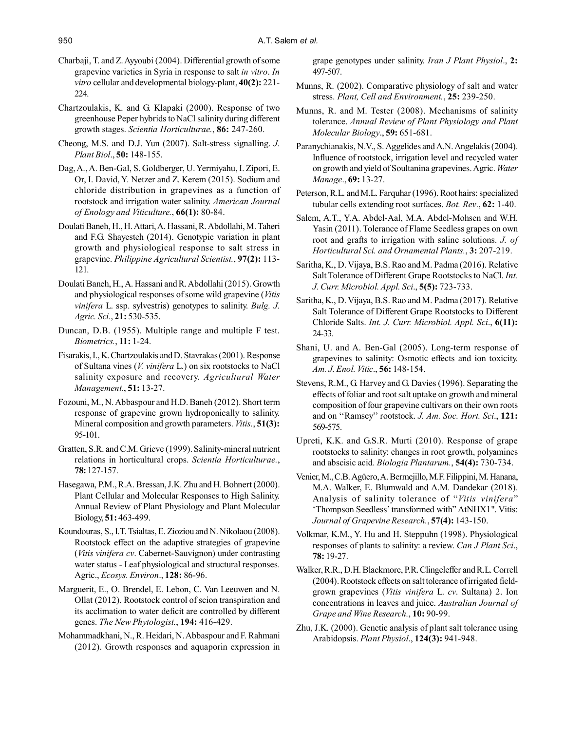Charbaji, T. and Z. Ayyoubi (2004). Differential growth of some grapevine varieties in Syria in response to salt *in vitro*. *In vitro* cellular and developmental biology-plant, **40(2):** 221-224.

Chartzoulakis, K. and G. Klapaki (2000). Response of two greenhouse Peper hybrids to NaCl salinity during different growth stages. *Scientia Horticulturae.*, **86:** 247-260.

Cheong, M.S. and D.J. Yun (2007). Salt-stress signalling. *J. Plant Biol*., **50:** 148-155.

Dag, A., A. Ben-Gal, S. Goldberger, U. Yermiyahu, I. Zipori, E. Or, I. David, Y. Netzer and Z. Kerem (2015). Sodium and chloride distribution in grapevines as a function of rootstock and irrigation water salinity. *American Journal of Enology and Viticulture.*, **66(1):** 80-84.

Doulati Baneh, H., H. Attari, A. Hassani, R. Abdollahi, M. Taheri and F.G. Shayesteh (2014). Genotypic variation in plant growth and physiological response to salt stress in grapevine. *Philippine Agricultural Scientist.*, **97(2):** 113-121.

Doulati Baneh, H., A. Hassani and R. Abdollahi (2015). Growth and physiological responses of some wild grapevine (*Vitis vinifera* L. ssp. sylvestris) genotypes to salinity. *Bulg. J. Agric. Sci*., **21:** 530-535.

Duncan, D.B. (1955). Multiple range and multiple F test. *Biometrics.*, **11:** 1-24.

Fisarakis, I., K. Chartzoulakis and D. Stavrakas (2001). Response of Sultana vines (*V. vinifera* L.) on six rootstocks to NaCl salinity exposure and recovery. *Agricultural Water Management.*, **51:** 13-27.

Fozouni, M., N. Abbaspour and H.D. Baneh (2012). Short term response of grapevine grown hydroponically to salinity. Mineral composition and growth parameters. *Vitis.*, **51(3):** 95-101.

Gratten, S.R. and C.M. Grieve (1999). Salinity-mineral nutrient relations in horticultural crops. *Scientia Horticulturae.*, **78:** 127-157.

Hasegawa, P.M., R.A. Bressan, J.K. Zhu and H. Bohnert (2000). Plant Cellular and Molecular Responses to High Salinity. Annual Review of Plant Physiology and Plant Molecular Biology, **51:** 463-499.

Koundouras, S., I.T. Tsialtas, E. Zioziou and N. Nikolaou (2008). Rootstock effect on the adaptive strategies of grapevine (*Vitis vinifera cv*. Cabernet-Sauvignon) under contrasting water status - Leaf physiological and structural responses. Agric., *Ecosys. Environ*., **128:** 86-96.

Marguerit, E., O. Brendel, E. Lebon, C. Van Leeuwen and N. Ollat (2012). Rootstock control of scion transpiration and its acclimation to water deficit are controlled by different genes. *The New Phytologist.*, **194:** 416-429.

Mohammadkhani, N., R. Heidari, N. Abbaspour and F. Rahmani (2012). Growth responses and aquaporin expression in grape genotypes under salinity. *Iran J Plant Physiol*., **2:** 497-507.

Munns, R. (2002). Comparative physiology of salt and water stress. *Plant, Cell and Environment.*, **25:** 239-250.

Munns, R. and M. Tester (2008). Mechanisms of salinity tolerance. *Annual Review of Plant Physiology and Plant Molecular Biology*., **59:** 651-681.

Paranychianakis, N.V., S. Aggelides and A.N. Angelakis (2004). Influence of rootstock, irrigation level and recycled water on growth and yield of Soultanina grapevines. Agric. *Water Manage*., **69:** 13-27.

Peterson, R.L. and M.L. Farquhar (1996). Root hairs: specialized tubular cells extending root surfaces. *Bot. Rev*., **62:** 1-40.

Salem, A.T., Y.A. Abdel-Aal, M.A. Abdel-Mohsen and W.H. Yasin (2011). Tolerance of Flame Seedless grapes on own root and grafts to irrigation with saline solutions. *J. of Horticultural Sci. and Ornamental Plants.*, **3:** 207-219.

Saritha, K., D. Vijaya, B.S. Rao and M. Padma (2016). Relative Salt Tolerance of Different Grape Rootstocks to NaCl. *Int. J. Curr. Microbiol. Appl. Sci*., **5(5):** 723-733.

Saritha, K., D. Vijaya, B.S. Rao and M. Padma (2017). Relative Salt Tolerance of Different Grape Rootstocks to Different Chloride Salts. *Int. J. Curr. Microbiol. Appl. Sci*., **6(11):** 24-33.

Shani, U. and A. Ben-Gal (2005). Long-term response of grapevines to salinity: Osmotic effects and ion toxicity. *Am. J. Enol. Vitic*., **56:** 148-154.

Stevens, R.M., G. Harvey and G. Davies (1996). Separating the effects of foliar and root salt uptake on growth and mineral composition of four grapevine cultivars on their own roots and on ''Ramsey'' rootstock. *J. Am. Soc. Hort. Sci*., **121:** 569-575.

Upreti, K.K. and G.S.R. Murti (2010). Response of grape rootstocks to salinity: changes in root growth, polyamines and abscisic acid. *Biologia Plantarum.*, **54(4):** 730-734.

Venier, M., C.B. Agüero, A. Bermejillo, M.F. Filippini, M. Hanana, M.A. Walker, E. Blumwald and A.M. Dandekar (2018). Analysis of salinity tolerance of "*Vitis vinifera*" 'Thompson Seedless' transformed with" AtNHX1". Vitis: *Journal of Grapevine Research.*, **57(4):** 143-150.

Volkmar, K.M., Y. Hu and H. Steppuhn (1998). Physiological responses of plants to salinity: a review. *Can J Plant Sci*., **78:** 19-27.

Walker, R.R., D.H. Blackmore, P.R. Clingeleffer and R.L. Correll (2004). Rootstock effects on salt tolerance of irrigated field-grown grapevines (*Vitis vinifera* L. *cv*. Sultana) 2. Ion concentrations in leaves and juice. *Australian Journal of Grape and Wine Research.*, **10:** 90-99.

Zhu, J.K. (2000). Genetic analysis of plant salt tolerance using Arabidopsis. *Plant Physiol*., **124(3):** 941-948.